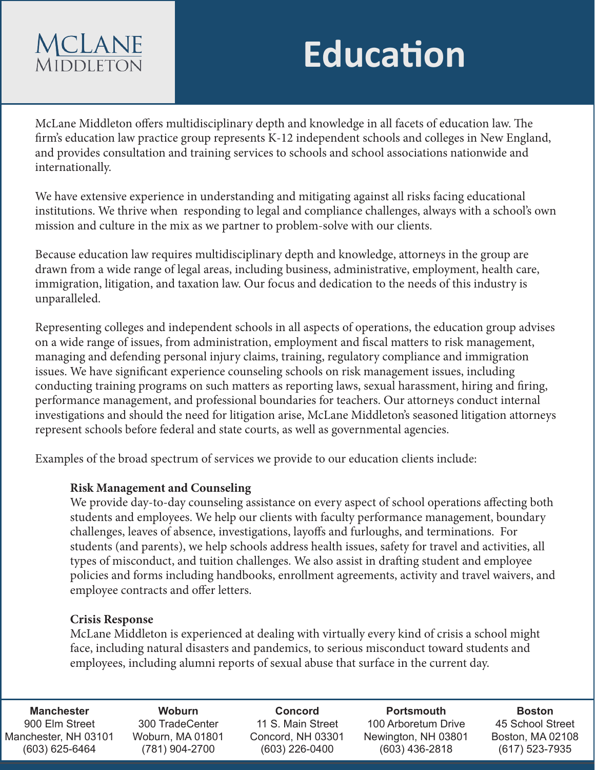McLane Middleton

# Education

McLane Middleton offers multidisciplinary depth and knowledge in all facets of education law. The firm's education law practice group represents K-12 independent schools and colleges in New England, and provides consultation and training services to schools and school associations nationwide and internationally.

We have extensive experience in understanding and mitigating against all risks facing educational institutions. We thrive when responding to legal and compliance challenges, always with a school's own mission and culture in the mix as we partner to problem-solve with our clients.

Because education law requires multidisciplinary depth and knowledge, attorneys in the group are drawn from a wide range of legal areas, including business, administrative, employment, health care, immigration, litigation, and taxation law. Our focus and dedication to the needs of this industry is unparalleled.

Representing colleges and independent schools in all aspects of operations, the education group advises on a wide range of issues, from administration, employment and fiscal matters to risk management, managing and defending personal injury claims, training, regulatory compliance and immigration issues. We have significant experience counseling schools on risk management issues, including conducting training programs on such matters as reporting laws, sexual harassment, hiring and firing, performance management, and professional boundaries for teachers. Our attorneys conduct internal investigations and should the need for litigation arise, McLane Middleton's seasoned litigation attorneys represent schools before federal and state courts, as well as governmental agencies.

Examples of the broad spectrum of services we provide to our education clients include:

**Risk Management and Counseling**
We provide day-to-day counseling assistance on every aspect of school operations affecting both students and employees. We help our clients with faculty performance management, boundary challenges, leaves of absence, investigations, layoffs and furloughs, and terminations. For students (and parents), we help schools address health issues, safety for travel and activities, all types of misconduct, and tuition challenges. We also assist in drafting student and employee policies and forms including handbooks, enrollment agreements, activity and travel waivers, and employee contracts and offer letters.

**Crisis Response**
McLane Middleton is experienced at dealing with virtually every kind of crisis a school might face, including natural disasters and pandemics, to serious misconduct toward students and employees, including alumni reports of sexual abuse that surface in the current day.

| Manchester | Woburn | Concord | Portsmouth | Boston |
|---|---|---|---|---|
| 900 Elm Street | 300 TradeCenter | 11 S. Main Street | 100 Arboretum Drive | 45 School Street |
| Manchester, NH 03101 | Woburn, MA 01801 | Concord, NH 03301 | Newington, NH 03801 | Boston, MA 02108 |
| (603) 625-6464 | (781) 904-2700 | (603) 226-0400 | (603) 436-2818 | (617) 523-7935 |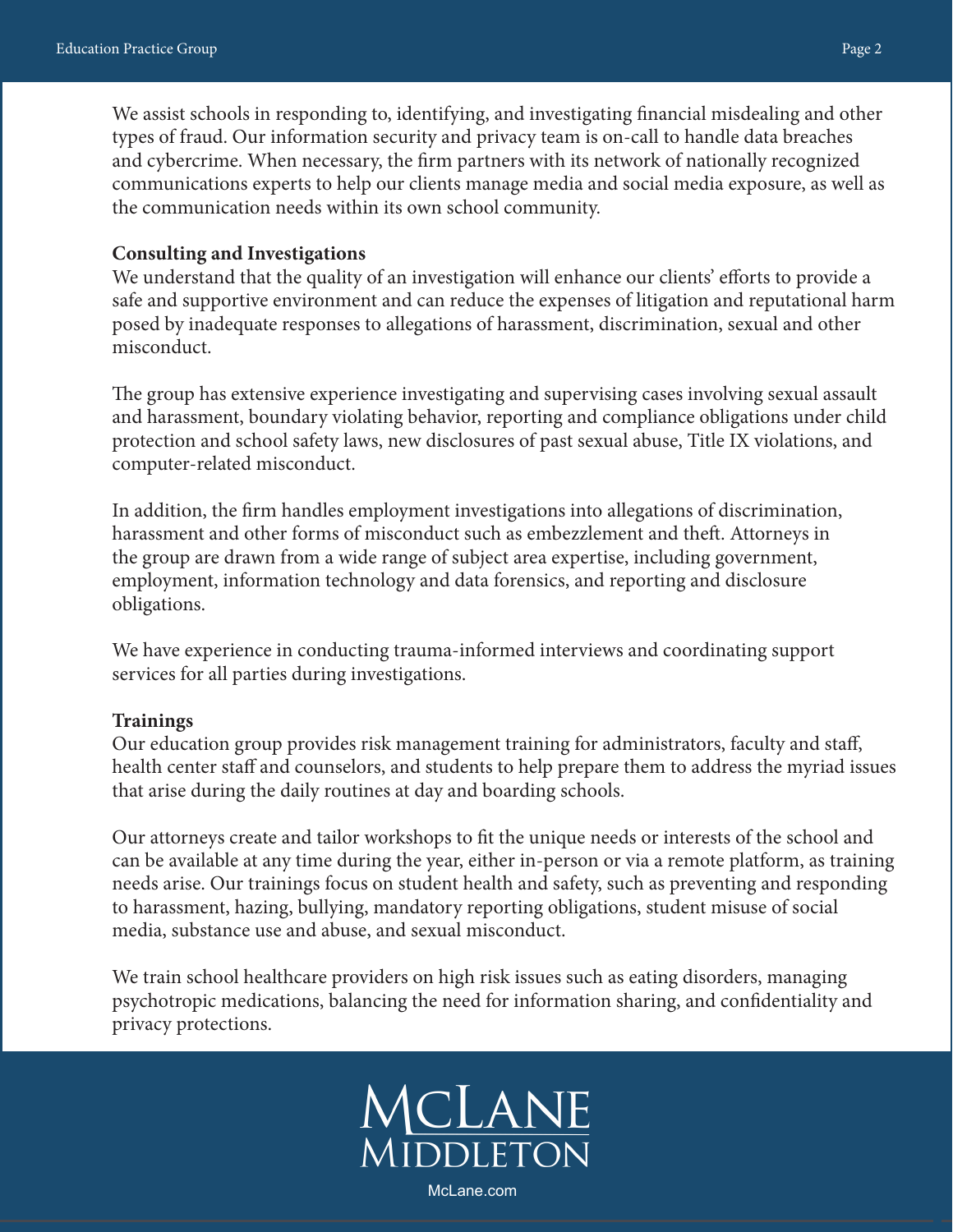We assist schools in responding to, identifying, and investigating financial misdealing and other types of fraud. Our information security and privacy team is on-call to handle data breaches and cybercrime. When necessary, the firm partners with its network of nationally recognized communications experts to help our clients manage media and social media exposure, as well as the communication needs within its own school community.

**Consulting and Investigations**

We understand that the quality of an investigation will enhance our clients' efforts to provide a safe and supportive environment and can reduce the expenses of litigation and reputational harm posed by inadequate responses to allegations of harassment, discrimination, sexual and other misconduct.

The group has extensive experience investigating and supervising cases involving sexual assault and harassment, boundary violating behavior, reporting and compliance obligations under child protection and school safety laws, new disclosures of past sexual abuse, Title IX violations, and computer-related misconduct.

In addition, the firm handles employment investigations into allegations of discrimination, harassment and other forms of misconduct such as embezzlement and theft. Attorneys in the group are drawn from a wide range of subject area expertise, including government, employment, information technology and data forensics, and reporting and disclosure obligations.

We have experience in conducting trauma-informed interviews and coordinating support services for all parties during investigations.

**Trainings**

Our education group provides risk management training for administrators, faculty and staff, health center staff and counselors, and students to help prepare them to address the myriad issues that arise during the daily routines at day and boarding schools.

Our attorneys create and tailor workshops to fit the unique needs or interests of the school and can be available at any time during the year, either in-person or via a remote platform, as training needs arise. Our trainings focus on student health and safety, such as preventing and responding to harassment, hazing, bullying, mandatory reporting obligations, student misuse of social media, substance use and abuse, and sexual misconduct.

We train school healthcare providers on high risk issues such as eating disorders, managing psychotropic medications, balancing the need for information sharing, and confidentiality and privacy protections.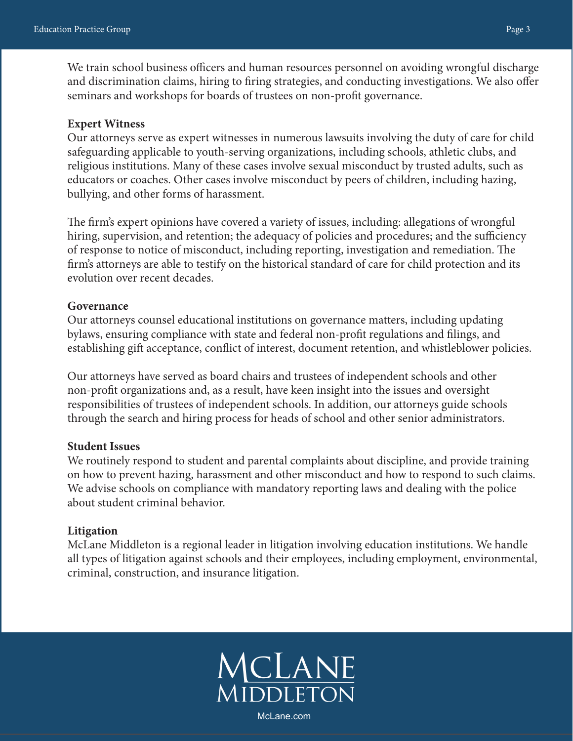We train school business officers and human resources personnel on avoiding wrongful discharge and discrimination claims, hiring to firing strategies, and conducting investigations. We also offer seminars and workshops for boards of trustees on non-profit governance.

**Expert Witness**

Our attorneys serve as expert witnesses in numerous lawsuits involving the duty of care for child safeguarding applicable to youth-serving organizations, including schools, athletic clubs, and religious institutions. Many of these cases involve sexual misconduct by trusted adults, such as educators or coaches. Other cases involve misconduct by peers of children, including hazing, bullying, and other forms of harassment.

The firm's expert opinions have covered a variety of issues, including: allegations of wrongful hiring, supervision, and retention; the adequacy of policies and procedures; and the sufficiency of response to notice of misconduct, including reporting, investigation and remediation. The firm's attorneys are able to testify on the historical standard of care for child protection and its evolution over recent decades.

**Governance**

Our attorneys counsel educational institutions on governance matters, including updating bylaws, ensuring compliance with state and federal non-profit regulations and filings, and establishing gift acceptance, conflict of interest, document retention, and whistleblower policies.

Our attorneys have served as board chairs and trustees of independent schools and other non-profit organizations and, as a result, have keen insight into the issues and oversight responsibilities of trustees of independent schools. In addition, our attorneys guide schools through the search and hiring process for heads of school and other senior administrators.

**Student Issues**

We routinely respond to student and parental complaints about discipline, and provide training on how to prevent hazing, harassment and other misconduct and how to respond to such claims. We advise schools on compliance with mandatory reporting laws and dealing with the police about student criminal behavior.

**Litigation**

McLane Middleton is a regional leader in litigation involving education institutions. We handle all types of litigation against schools and their employees, including employment, environmental, criminal, construction, and insurance litigation.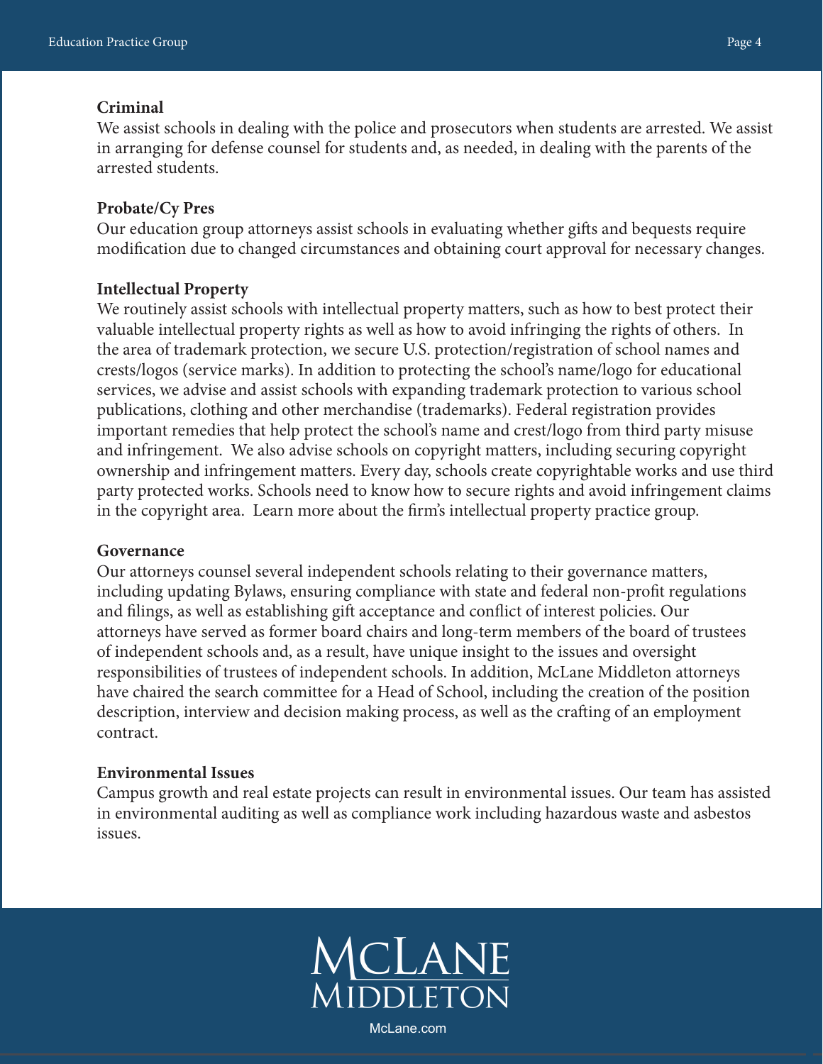**Criminal**

We assist schools in dealing with the police and prosecutors when students are arrested. We assist in arranging for defense counsel for students and, as needed, in dealing with the parents of the arrested students.

**Probate/Cy Pres**

Our education group attorneys assist schools in evaluating whether gifts and bequests require modification due to changed circumstances and obtaining court approval for necessary changes.

**Intellectual Property**

We routinely assist schools with intellectual property matters, such as how to best protect their valuable intellectual property rights as well as how to avoid infringing the rights of others. In the area of trademark protection, we secure U.S. protection/registration of school names and crests/logos (service marks). In addition to protecting the school's name/logo for educational services, we advise and assist schools with expanding trademark protection to various school publications, clothing and other merchandise (trademarks). Federal registration provides important remedies that help protect the school's name and crest/logo from third party misuse and infringement. We also advise schools on copyright matters, including securing copyright ownership and infringement matters. Every day, schools create copyrightable works and use third party protected works. Schools need to know how to secure rights and avoid infringement claims in the copyright area. Learn more about the firm's intellectual property practice group.

**Governance**

Our attorneys counsel several independent schools relating to their governance matters, including updating Bylaws, ensuring compliance with state and federal non-profit regulations and filings, as well as establishing gift acceptance and conflict of interest policies. Our attorneys have served as former board chairs and long-term members of the board of trustees of independent schools and, as a result, have unique insight to the issues and oversight responsibilities of trustees of independent schools. In addition, McLane Middleton attorneys have chaired the search committee for a Head of School, including the creation of the position description, interview and decision making process, as well as the crafting of an employment contract.

**Environmental Issues**

Campus growth and real estate projects can result in environmental issues. Our team has assisted in environmental auditing as well as compliance work including hazardous waste and asbestos issues.

MCLANE MIDDLETON

McLane.com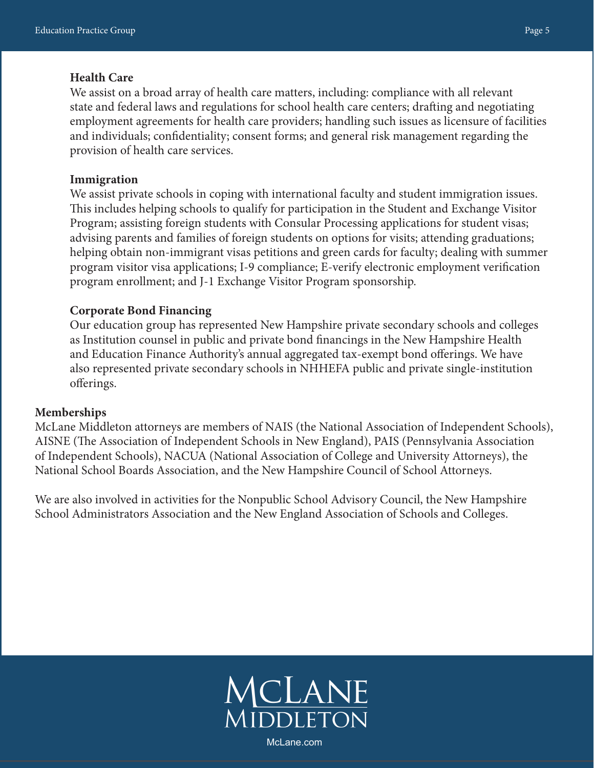### Health Care

We assist on a broad array of health care matters, including: compliance with all relevant state and federal laws and regulations for school health care centers; drafting and negotiating employment agreements for health care providers; handling such issues as licensure of facilities and individuals; confidentiality; consent forms; and general risk management regarding the provision of health care services.

### Immigration

We assist private schools in coping with international faculty and student immigration issues. This includes helping schools to qualify for participation in the Student and Exchange Visitor Program; assisting foreign students with Consular Processing applications for student visas; advising parents and families of foreign students on options for visits; attending graduations; helping obtain non-immigrant visas petitions and green cards for faculty; dealing with summer program visitor visa applications; I-9 compliance; E-verify electronic employment verification program enrollment; and J-1 Exchange Visitor Program sponsorship.

### Corporate Bond Financing

Our education group has represented New Hampshire private secondary schools and colleges as Institution counsel in public and private bond financings in the New Hampshire Health and Education Finance Authority's annual aggregated tax-exempt bond offerings. We have also represented private secondary schools in NHHEFA public and private single-institution offerings.

## Memberships

McLane Middleton attorneys are members of NAIS (the National Association of Independent Schools), AISNE (The Association of Independent Schools in New England), PAIS (Pennsylvania Association of Independent Schools), NACUA (National Association of College and University Attorneys), the National School Boards Association, and the New Hampshire Council of School Attorneys.

We are also involved in activities for the Nonpublic School Advisory Council, the New Hampshire School Administrators Association and the New England Association of Schools and Colleges.

McLane Middleton

McLane.com